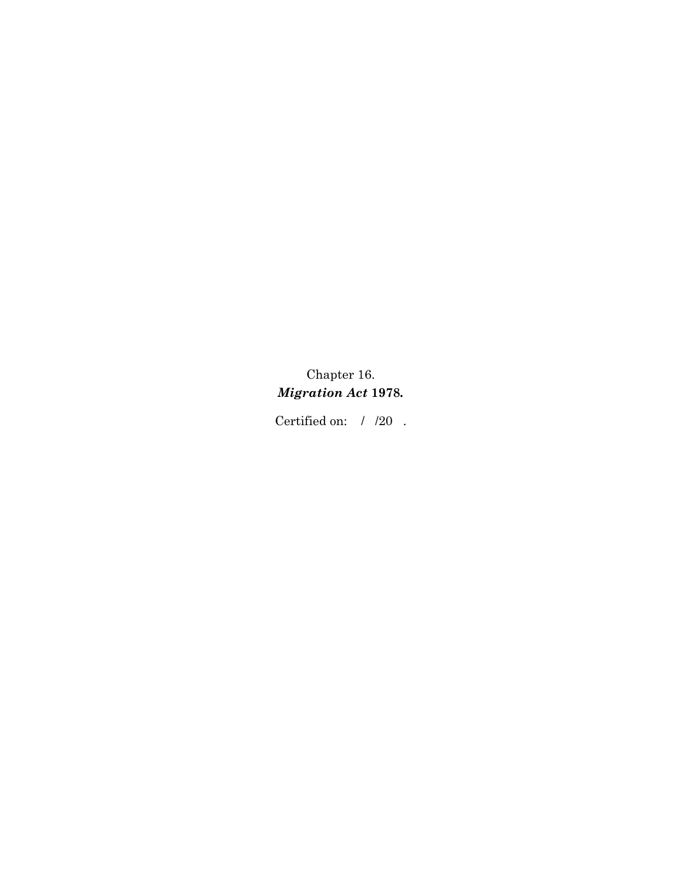Chapter 16.

***Migration Act* 1978.**

Certified on: / /20 .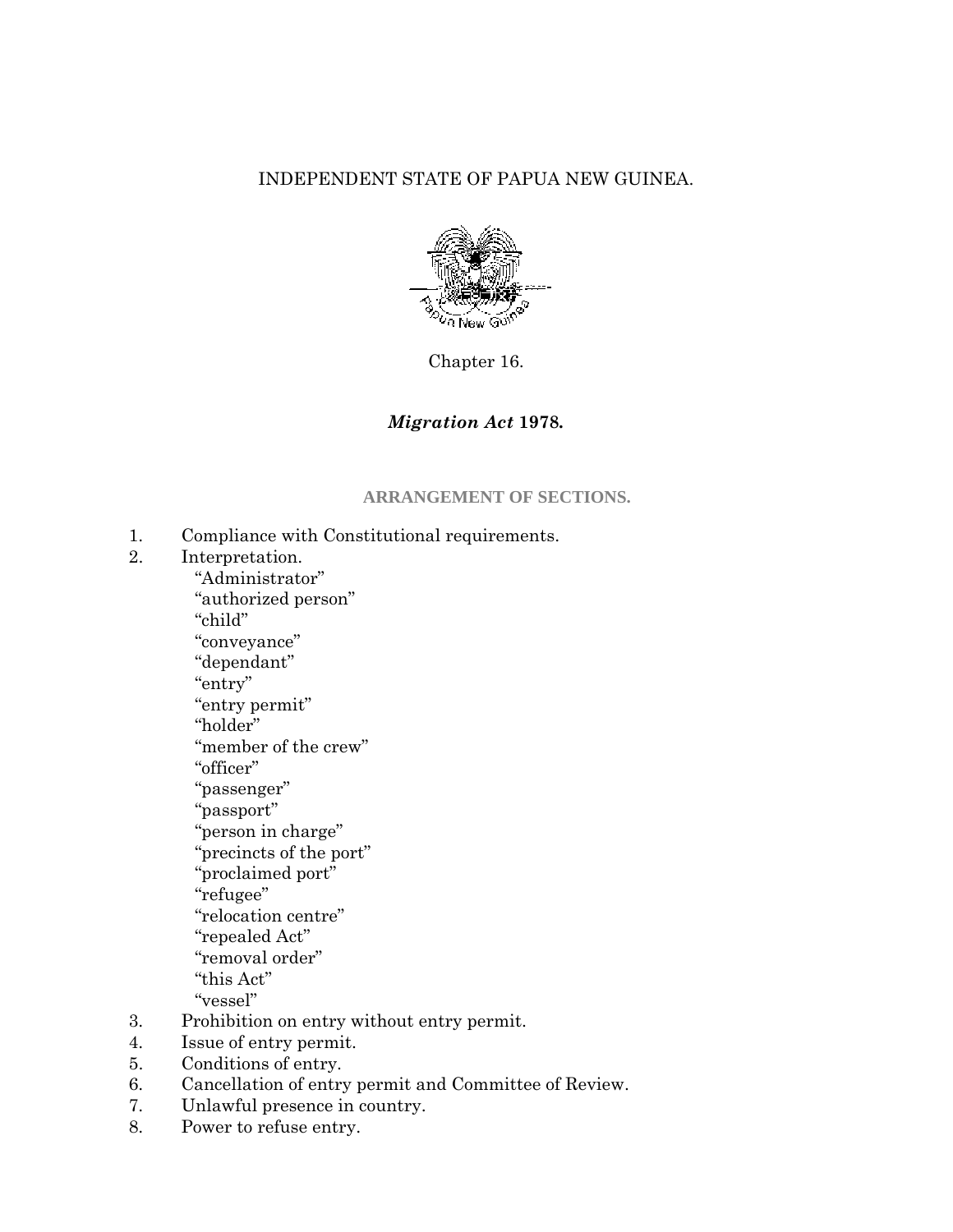INDEPENDENT STATE OF PAPUA NEW GUINEA.

Chapter 16.

# *Migration Act* 1978.

## ARRANGEMENT OF SECTIONS.

1. Compliance with Constitutional requirements.
2. Interpretation.
   - "Administrator"
   - "authorized person"
   - "child"
   - "conveyance"
   - "dependant"
   - "entry"
   - "entry permit"
   - "holder"
   - "member of the crew"
   - "officer"
   - "passenger"
   - "passport"
   - "person in charge"
   - "precincts of the port"
   - "proclaimed port"
   - "refugee"
   - "relocation centre"
   - "repealed Act"
   - "removal order"
   - "this Act"
   - "vessel"
3. Prohibition on entry without entry permit.
4. Issue of entry permit.
5. Conditions of entry.
6. Cancellation of entry permit and Committee of Review.
7. Unlawful presence in country.
8. Power to refuse entry.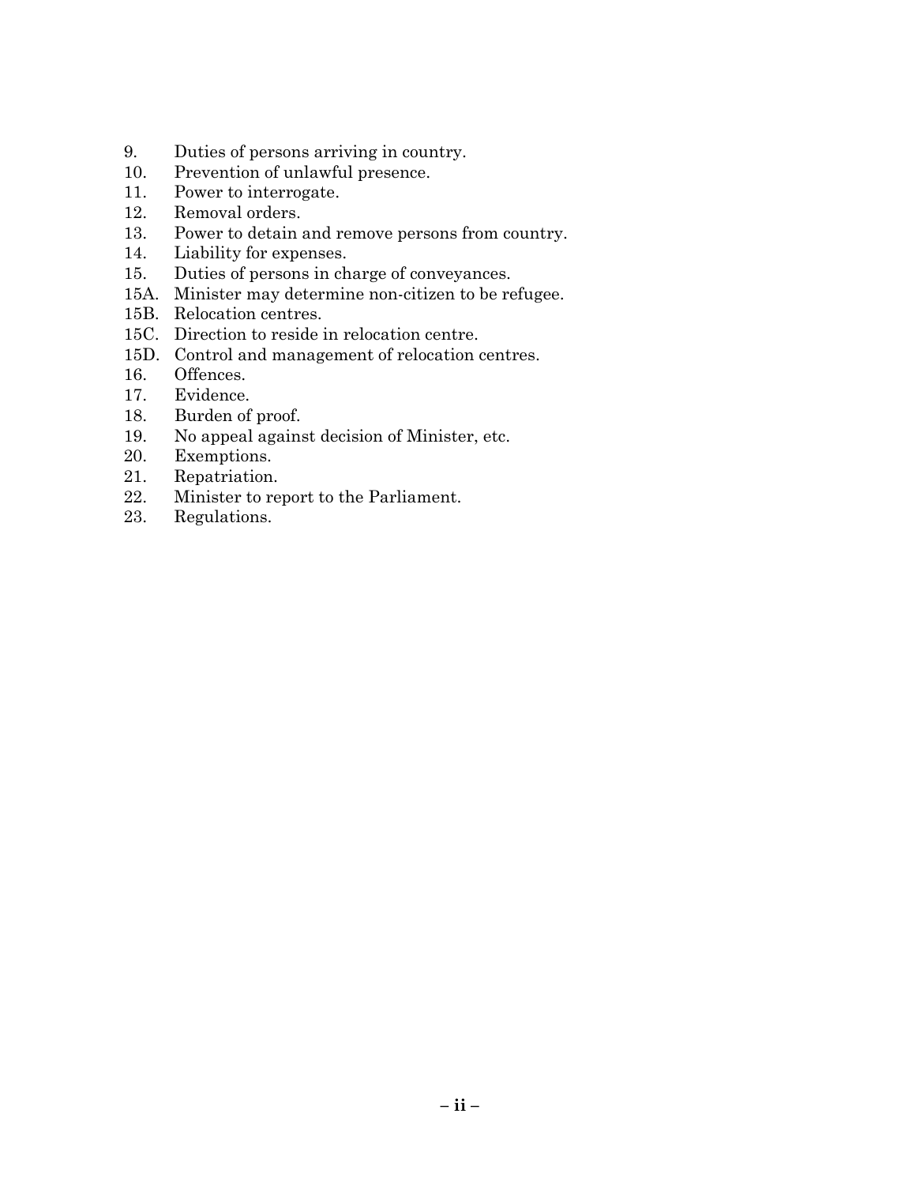9. Duties of persons arriving in country.
10. Prevention of unlawful presence.
11. Power to interrogate.
12. Removal orders.
13. Power to detain and remove persons from country.
14. Liability for expenses.
15. Duties of persons in charge of conveyances.
15A. Minister may determine non-citizen to be refugee.
15B. Relocation centres.
15C. Direction to reside in relocation centre.
15D. Control and management of relocation centres.
16. Offences.
17. Evidence.
18. Burden of proof.
19. No appeal against decision of Minister, etc.
20. Exemptions.
21. Repatriation.
22. Minister to report to the Parliament.
23. Regulations.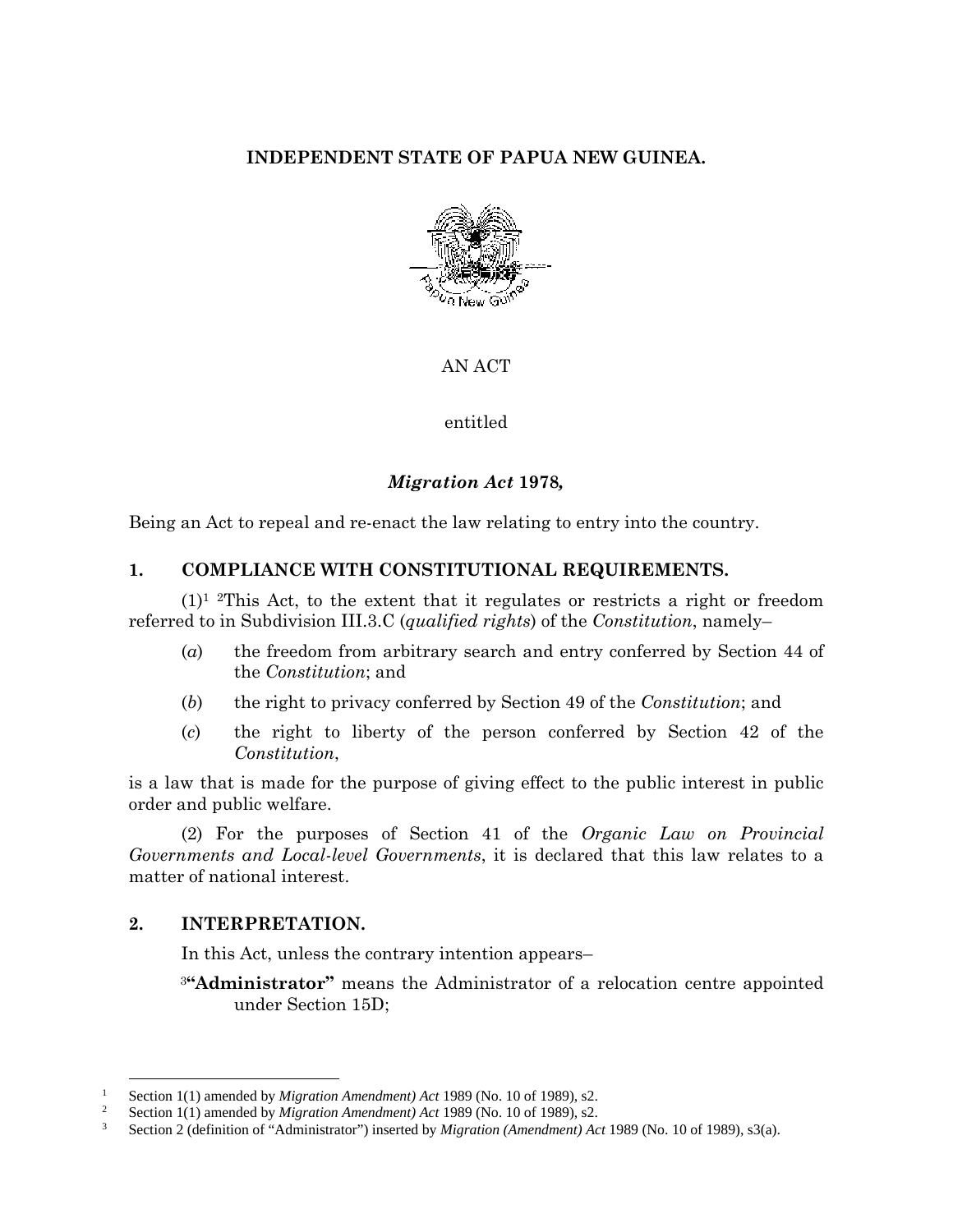**INDEPENDENT STATE OF PAPUA NEW GUINEA.**

AN ACT

entitled

***Migration Act* 1978,**

Being an Act to repeal and re-enact the law relating to entry into the country.

## 1. COMPLIANCE WITH CONSTITUTIONAL REQUIREMENTS.

(1)[1] [2]This Act, to the extent that it regulates or restricts a right or freedom referred to in Subdivision III.3.C (*qualified rights*) of the *Constitution*, namely–

(*a*) the freedom from arbitrary search and entry conferred by Section 44 of the *Constitution*; and

(*b*) the right to privacy conferred by Section 49 of the *Constitution*; and

(*c*) the right to liberty of the person conferred by Section 42 of the *Constitution*,

is a law that is made for the purpose of giving effect to the public interest in public order and public welfare.

(2) For the purposes of Section 41 of the *Organic Law on Provincial Governments and Local-level Governments*, it is declared that this law relates to a matter of national interest.

## 2. INTERPRETATION.

In this Act, unless the contrary intention appears–

[3]**"Administrator"** means the Administrator of a relocation centre appointed under Section 15D;

---

[1] Section 1(1) amended by *Migration Amendment) Act* 1989 (No. 10 of 1989), s2.

[2] Section 1(1) amended by *Migration Amendment) Act* 1989 (No. 10 of 1989), s2.

[3] Section 2 (definition of "Administrator") inserted by *Migration (Amendment) Act* 1989 (No. 10 of 1989), s3(a).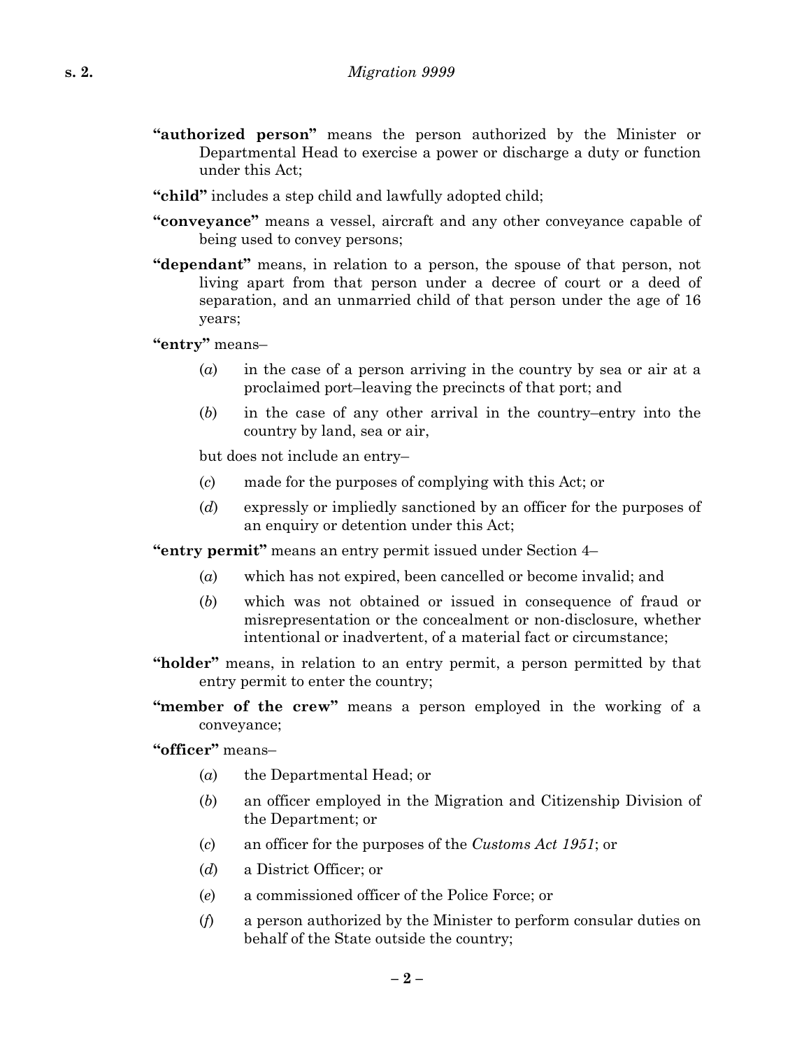**"authorized person"** means the person authorized by the Minister or Departmental Head to exercise a power or discharge a duty or function under this Act;

**"child"** includes a step child and lawfully adopted child;

**"conveyance"** means a vessel, aircraft and any other conveyance capable of being used to convey persons;

**"dependant"** means, in relation to a person, the spouse of that person, not living apart from that person under a decree of court or a deed of separation, and an unmarried child of that person under the age of 16 years;

**"entry"** means–

(*a*) in the case of a person arriving in the country by sea or air at a proclaimed port–leaving the precincts of that port; and

(*b*) in the case of any other arrival in the country–entry into the country by land, sea or air,

but does not include an entry–

(*c*) made for the purposes of complying with this Act; or

(*d*) expressly or impliedly sanctioned by an officer for the purposes of an enquiry or detention under this Act;

**"entry permit"** means an entry permit issued under Section 4–

(*a*) which has not expired, been cancelled or become invalid; and

(*b*) which was not obtained or issued in consequence of fraud or misrepresentation or the concealment or non-disclosure, whether intentional or inadvertent, of a material fact or circumstance;

**"holder"** means, in relation to an entry permit, a person permitted by that entry permit to enter the country;

**"member of the crew"** means a person employed in the working of a conveyance;

**"officer"** means–

(*a*) the Departmental Head; or

(*b*) an officer employed in the Migration and Citizenship Division of the Department; or

(*c*) an officer for the purposes of the *Customs Act 1951*; or

(*d*) a District Officer; or

(*e*) a commissioned officer of the Police Force; or

(*f*) a person authorized by the Minister to perform consular duties on behalf of the State outside the country;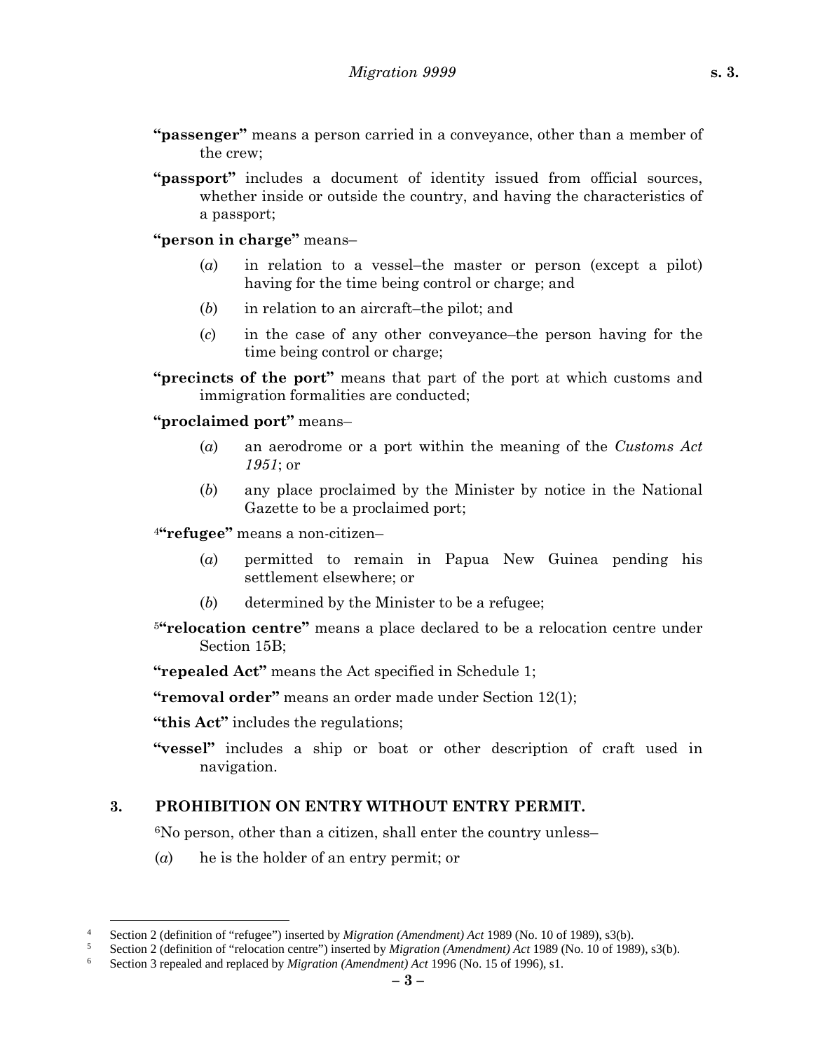**"passenger"** means a person carried in a conveyance, other than a member of the crew;

**"passport"** includes a document of identity issued from official sources, whether inside or outside the country, and having the characteristics of a passport;

**"person in charge"** means–

(*a*) in relation to a vessel–the master or person (except a pilot) having for the time being control or charge; and

(*b*) in relation to an aircraft–the pilot; and

(*c*) in the case of any other conveyance–the person having for the time being control or charge;

**"precincts of the port"** means that part of the port at which customs and immigration formalities are conducted;

**"proclaimed port"** means–

(*a*) an aerodrome or a port within the meaning of the *Customs Act 1951*; or

(*b*) any place proclaimed by the Minister by notice in the National Gazette to be a proclaimed port;

[4]**"refugee"** means a non-citizen–

(*a*) permitted to remain in Papua New Guinea pending his settlement elsewhere; or

(*b*) determined by the Minister to be a refugee;

[5]**"relocation centre"** means a place declared to be a relocation centre under Section 15B;

**"repealed Act"** means the Act specified in Schedule 1;

**"removal order"** means an order made under Section 12(1);

**"this Act"** includes the regulations;

**"vessel"** includes a ship or boat or other description of craft used in navigation.

## 3. PROHIBITION ON ENTRY WITHOUT ENTRY PERMIT.

[6]No person, other than a citizen, shall enter the country unless–

(*a*) he is the holder of an entry permit; or

---

[4] Section 2 (definition of "refugee") inserted by *Migration (Amendment) Act* 1989 (No. 10 of 1989), s3(b).

[5] Section 2 (definition of "relocation centre") inserted by *Migration (Amendment) Act* 1989 (No. 10 of 1989), s3(b).

[6] Section 3 repealed and replaced by *Migration (Amendment) Act* 1996 (No. 15 of 1996), s1.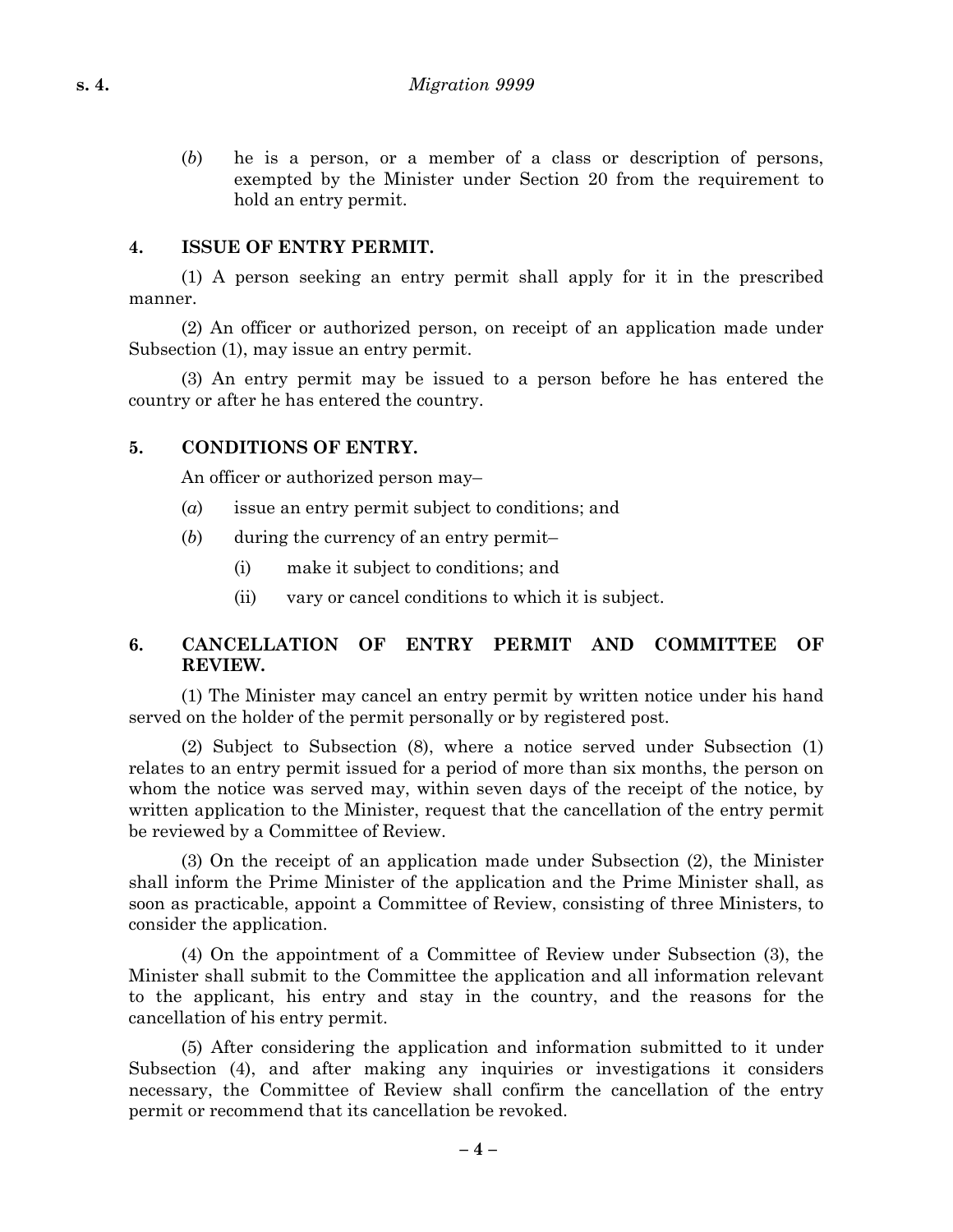(*b*) he is a person, or a member of a class or description of persons, exempted by the Minister under Section 20 from the requirement to hold an entry permit.

### 4. ISSUE OF ENTRY PERMIT.

(1) A person seeking an entry permit shall apply for it in the prescribed manner.

(2) An officer or authorized person, on receipt of an application made under Subsection (1), may issue an entry permit.

(3) An entry permit may be issued to a person before he has entered the country or after he has entered the country.

### 5. CONDITIONS OF ENTRY.

An officer or authorized person may–

(*a*) issue an entry permit subject to conditions; and

(*b*) during the currency of an entry permit–

  (i) make it subject to conditions; and

  (ii) vary or cancel conditions to which it is subject.

### 6. CANCELLATION OF ENTRY PERMIT AND COMMITTEE OF REVIEW.

(1) The Minister may cancel an entry permit by written notice under his hand served on the holder of the permit personally or by registered post.

(2) Subject to Subsection (8), where a notice served under Subsection (1) relates to an entry permit issued for a period of more than six months, the person on whom the notice was served may, within seven days of the receipt of the notice, by written application to the Minister, request that the cancellation of the entry permit be reviewed by a Committee of Review.

(3) On the receipt of an application made under Subsection (2), the Minister shall inform the Prime Minister of the application and the Prime Minister shall, as soon as practicable, appoint a Committee of Review, consisting of three Ministers, to consider the application.

(4) On the appointment of a Committee of Review under Subsection (3), the Minister shall submit to the Committee the application and all information relevant to the applicant, his entry and stay in the country, and the reasons for the cancellation of his entry permit.

(5) After considering the application and information submitted to it under Subsection (4), and after making any inquiries or investigations it considers necessary, the Committee of Review shall confirm the cancellation of the entry permit or recommend that its cancellation be revoked.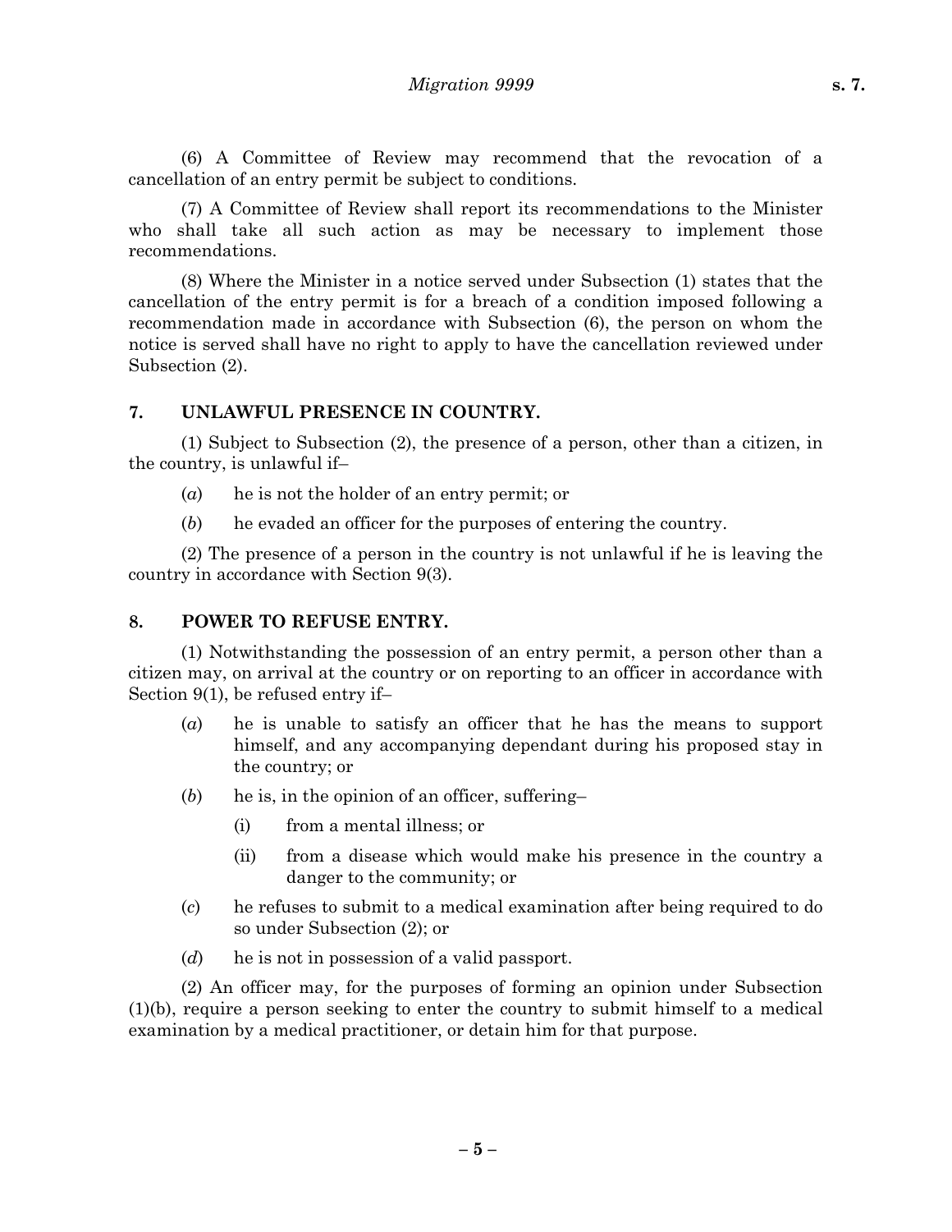(6) A Committee of Review may recommend that the revocation of a cancellation of an entry permit be subject to conditions.

(7) A Committee of Review shall report its recommendations to the Minister who shall take all such action as may be necessary to implement those recommendations.

(8) Where the Minister in a notice served under Subsection (1) states that the cancellation of the entry permit is for a breach of a condition imposed following a recommendation made in accordance with Subsection (6), the person on whom the notice is served shall have no right to apply to have the cancellation reviewed under Subsection (2).

## 7. UNLAWFUL PRESENCE IN COUNTRY.

(1) Subject to Subsection (2), the presence of a person, other than a citizen, in the country, is unlawful if–

- (*a*) he is not the holder of an entry permit; or
- (*b*) he evaded an officer for the purposes of entering the country.

(2) The presence of a person in the country is not unlawful if he is leaving the country in accordance with Section 9(3).

## 8. POWER TO REFUSE ENTRY.

(1) Notwithstanding the possession of an entry permit, a person other than a citizen may, on arrival at the country or on reporting to an officer in accordance with Section 9(1), be refused entry if–

- (*a*) he is unable to satisfy an officer that he has the means to support himself, and any accompanying dependant during his proposed stay in the country; or
- (*b*) he is, in the opinion of an officer, suffering–
  - (i) from a mental illness; or
  - (ii) from a disease which would make his presence in the country a danger to the community; or
- (*c*) he refuses to submit to a medical examination after being required to do so under Subsection (2); or
- (*d*) he is not in possession of a valid passport.

(2) An officer may, for the purposes of forming an opinion under Subsection (1)(b), require a person seeking to enter the country to submit himself to a medical examination by a medical practitioner, or detain him for that purpose.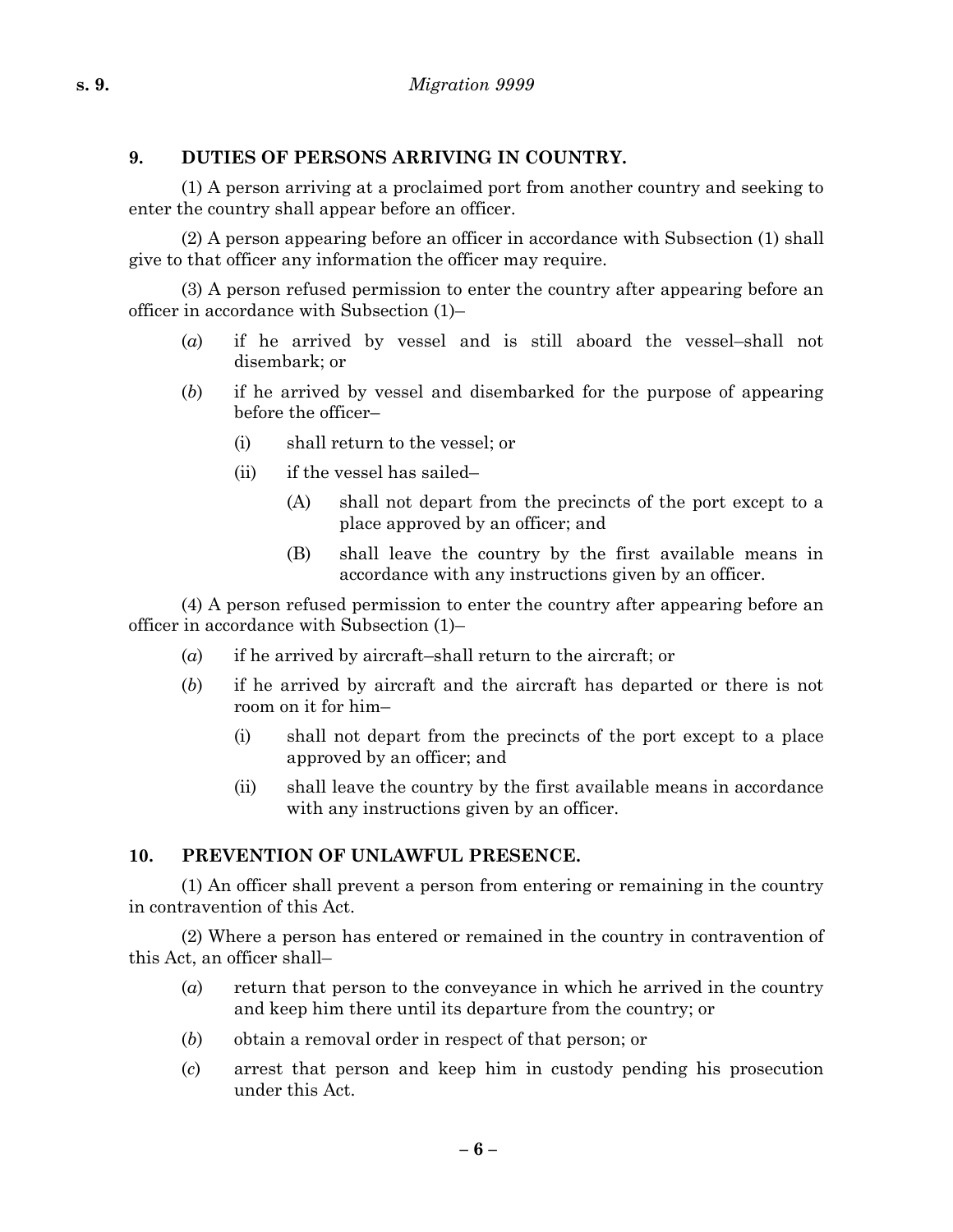## 9. DUTIES OF PERSONS ARRIVING IN COUNTRY.

(1) A person arriving at a proclaimed port from another country and seeking to enter the country shall appear before an officer.

(2) A person appearing before an officer in accordance with Subsection (1) shall give to that officer any information the officer may require.

(3) A person refused permission to enter the country after appearing before an officer in accordance with Subsection (1)–

- (*a*) if he arrived by vessel and is still aboard the vessel–shall not disembark; or
- (*b*) if he arrived by vessel and disembarked for the purpose of appearing before the officer–
  - (i) shall return to the vessel; or
  - (ii) if the vessel has sailed–
    - (A) shall not depart from the precincts of the port except to a place approved by an officer; and
    - (B) shall leave the country by the first available means in accordance with any instructions given by an officer.

(4) A person refused permission to enter the country after appearing before an officer in accordance with Subsection (1)–

- (*a*) if he arrived by aircraft–shall return to the aircraft; or
- (*b*) if he arrived by aircraft and the aircraft has departed or there is not room on it for him–
  - (i) shall not depart from the precincts of the port except to a place approved by an officer; and
  - (ii) shall leave the country by the first available means in accordance with any instructions given by an officer.

## 10. PREVENTION OF UNLAWFUL PRESENCE.

(1) An officer shall prevent a person from entering or remaining in the country in contravention of this Act.

(2) Where a person has entered or remained in the country in contravention of this Act, an officer shall–

- (*a*) return that person to the conveyance in which he arrived in the country and keep him there until its departure from the country; or
- (*b*) obtain a removal order in respect of that person; or
- (*c*) arrest that person and keep him in custody pending his prosecution under this Act.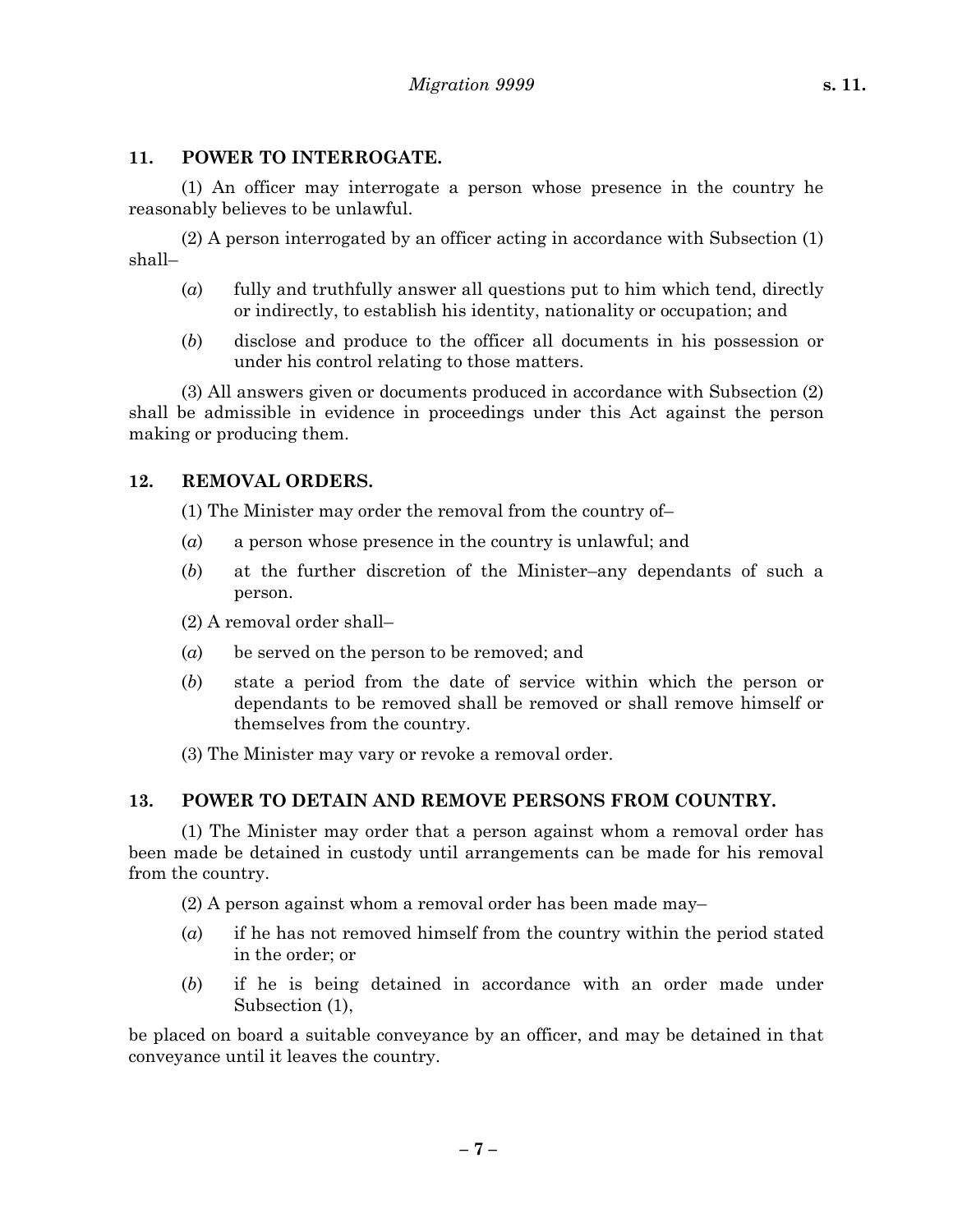### 11. POWER TO INTERROGATE.

(1) An officer may interrogate a person whose presence in the country he reasonably believes to be unlawful.

(2) A person interrogated by an officer acting in accordance with Subsection (1) shall–

- (*a*) fully and truthfully answer all questions put to him which tend, directly or indirectly, to establish his identity, nationality or occupation; and
- (*b*) disclose and produce to the officer all documents in his possession or under his control relating to those matters.

(3) All answers given or documents produced in accordance with Subsection (2) shall be admissible in evidence in proceedings under this Act against the person making or producing them.

### 12. REMOVAL ORDERS.

(1) The Minister may order the removal from the country of–

- (*a*) a person whose presence in the country is unlawful; and
- (*b*) at the further discretion of the Minister–any dependants of such a person.

(2) A removal order shall–

- (*a*) be served on the person to be removed; and
- (*b*) state a period from the date of service within which the person or dependants to be removed shall be removed or shall remove himself or themselves from the country.

(3) The Minister may vary or revoke a removal order.

### 13. POWER TO DETAIN AND REMOVE PERSONS FROM COUNTRY.

(1) The Minister may order that a person against whom a removal order has been made be detained in custody until arrangements can be made for his removal from the country.

(2) A person against whom a removal order has been made may–

- (*a*) if he has not removed himself from the country within the period stated in the order; or
- (*b*) if he is being detained in accordance with an order made under Subsection (1),

be placed on board a suitable conveyance by an officer, and may be detained in that conveyance until it leaves the country.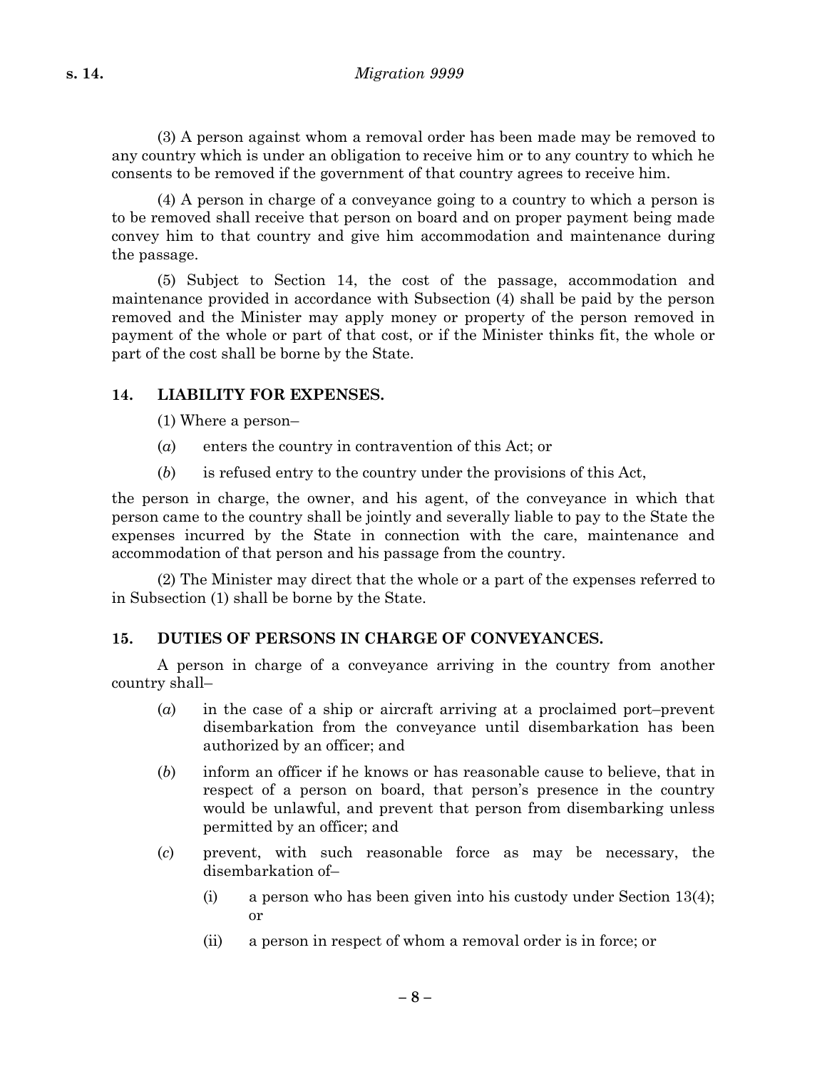(3) A person against whom a removal order has been made may be removed to any country which is under an obligation to receive him or to any country to which he consents to be removed if the government of that country agrees to receive him.

(4) A person in charge of a conveyance going to a country to which a person is to be removed shall receive that person on board and on proper payment being made convey him to that country and give him accommodation and maintenance during the passage.

(5) Subject to Section 14, the cost of the passage, accommodation and maintenance provided in accordance with Subsection (4) shall be paid by the person removed and the Minister may apply money or property of the person removed in payment of the whole or part of that cost, or if the Minister thinks fit, the whole or part of the cost shall be borne by the State.

## 14. LIABILITY FOR EXPENSES.

(1) Where a person–

(*a*) enters the country in contravention of this Act; or

(*b*) is refused entry to the country under the provisions of this Act,

the person in charge, the owner, and his agent, of the conveyance in which that person came to the country shall be jointly and severally liable to pay to the State the expenses incurred by the State in connection with the care, maintenance and accommodation of that person and his passage from the country.

(2) The Minister may direct that the whole or a part of the expenses referred to in Subsection (1) shall be borne by the State.

## 15. DUTIES OF PERSONS IN CHARGE OF CONVEYANCES.

A person in charge of a conveyance arriving in the country from another country shall–

(*a*) in the case of a ship or aircraft arriving at a proclaimed port–prevent disembarkation from the conveyance until disembarkation has been authorized by an officer; and

(*b*) inform an officer if he knows or has reasonable cause to believe, that in respect of a person on board, that person's presence in the country would be unlawful, and prevent that person from disembarking unless permitted by an officer; and

(*c*) prevent, with such reasonable force as may be necessary, the disembarkation of–

(i) a person who has been given into his custody under Section 13(4); or

(ii) a person in respect of whom a removal order is in force; or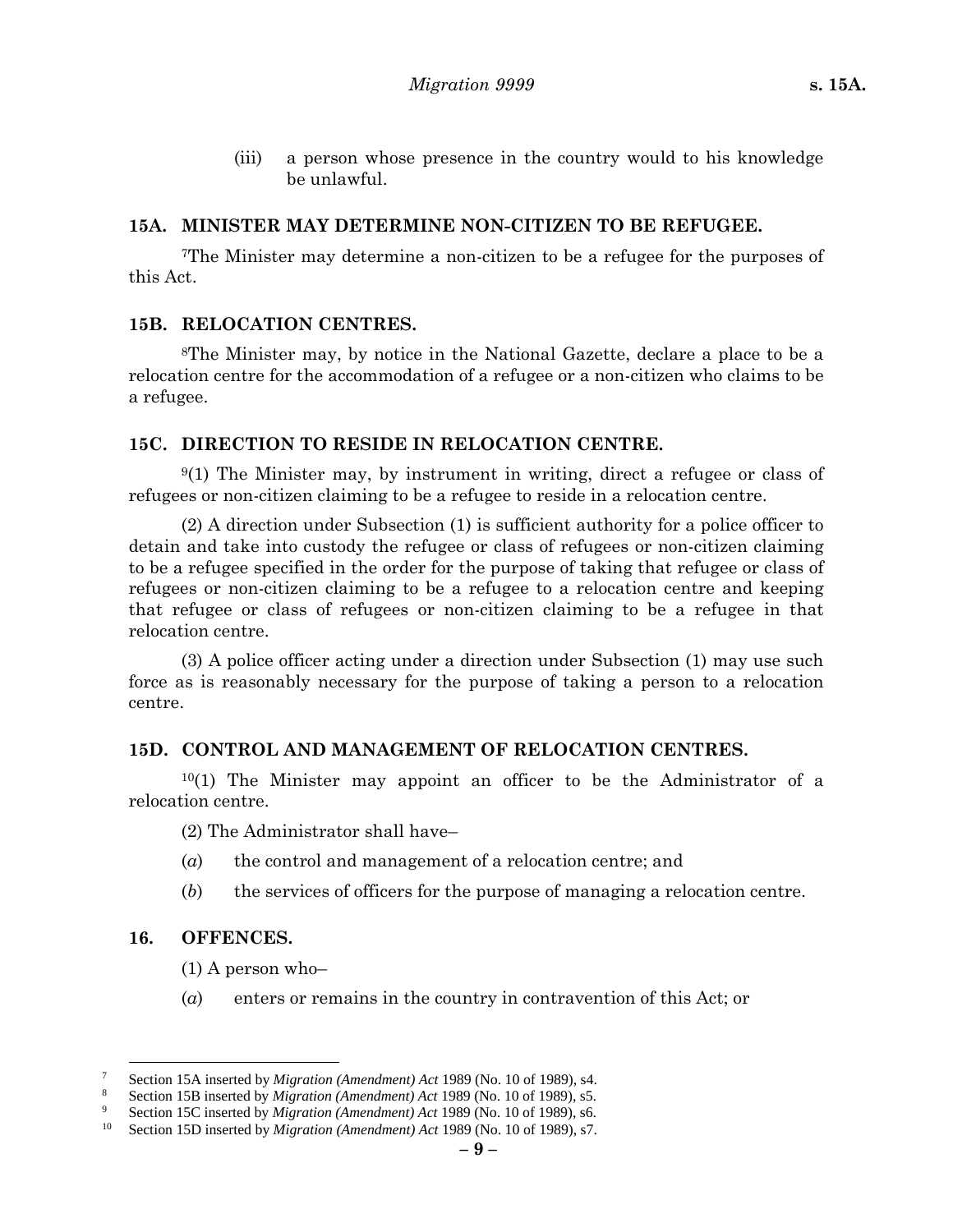(iii) a person whose presence in the country would to his knowledge be unlawful.

### 15A. MINISTER MAY DETERMINE NON-CITIZEN TO BE REFUGEE.

[7]The Minister may determine a non-citizen to be a refugee for the purposes of this Act.

### 15B. RELOCATION CENTRES.

[8]The Minister may, by notice in the National Gazette, declare a place to be a relocation centre for the accommodation of a refugee or a non-citizen who claims to be a refugee.

### 15C. DIRECTION TO RESIDE IN RELOCATION CENTRE.

[9](1) The Minister may, by instrument in writing, direct a refugee or class of refugees or non-citizen claiming to be a refugee to reside in a relocation centre.

(2) A direction under Subsection (1) is sufficient authority for a police officer to detain and take into custody the refugee or class of refugees or non-citizen claiming to be a refugee specified in the order for the purpose of taking that refugee or class of refugees or non-citizen claiming to be a refugee to a relocation centre and keeping that refugee or class of refugees or non-citizen claiming to be a refugee in that relocation centre.

(3) A police officer acting under a direction under Subsection (1) may use such force as is reasonably necessary for the purpose of taking a person to a relocation centre.

### 15D. CONTROL AND MANAGEMENT OF RELOCATION CENTRES.

[10](1) The Minister may appoint an officer to be the Administrator of a relocation centre.

(2) The Administrator shall have–

(*a*) the control and management of a relocation centre; and

(*b*) the services of officers for the purpose of managing a relocation centre.

### 16. OFFENCES.

(1) A person who–

(*a*) enters or remains in the country in contravention of this Act; or

---

[7] Section 15A inserted by *Migration (Amendment) Act* 1989 (No. 10 of 1989), s4.

[8] Section 15B inserted by *Migration (Amendment) Act* 1989 (No. 10 of 1989), s5.

[9] Section 15C inserted by *Migration (Amendment) Act* 1989 (No. 10 of 1989), s6.

[10] Section 15D inserted by *Migration (Amendment) Act* 1989 (No. 10 of 1989), s7.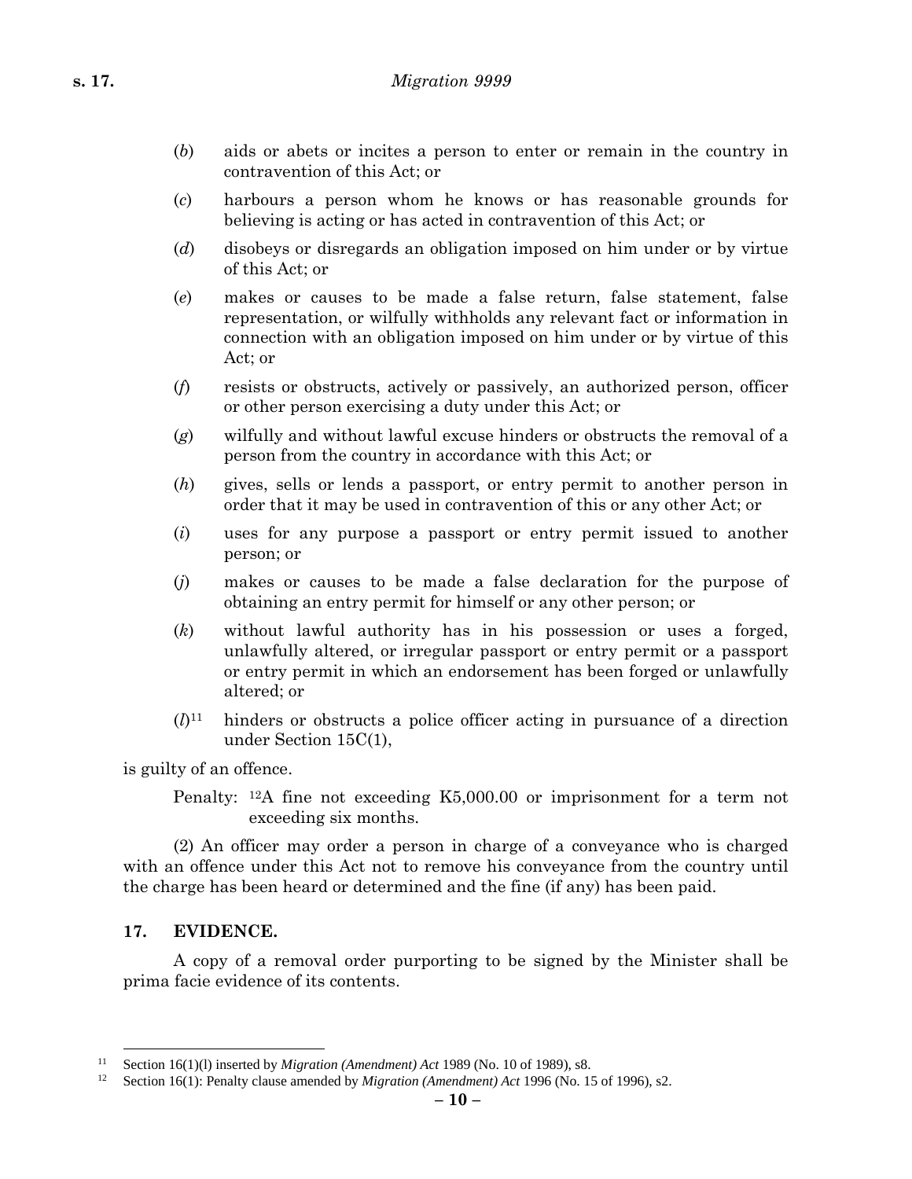(*b*) aids or abets or incites a person to enter or remain in the country in contravention of this Act; or

(*c*) harbours a person whom he knows or has reasonable grounds for believing is acting or has acted in contravention of this Act; or

(*d*) disobeys or disregards an obligation imposed on him under or by virtue of this Act; or

(*e*) makes or causes to be made a false return, false statement, false representation, or wilfully withholds any relevant fact or information in connection with an obligation imposed on him under or by virtue of this Act; or

(*f*) resists or obstructs, actively or passively, an authorized person, officer or other person exercising a duty under this Act; or

(*g*) wilfully and without lawful excuse hinders or obstructs the removal of a person from the country in accordance with this Act; or

(*h*) gives, sells or lends a passport, or entry permit to another person in order that it may be used in contravention of this or any other Act; or

(*i*) uses for any purpose a passport or entry permit issued to another person; or

(*j*) makes or causes to be made a false declaration for the purpose of obtaining an entry permit for himself or any other person; or

(*k*) without lawful authority has in his possession or uses a forged, unlawfully altered, or irregular passport or entry permit or a passport or entry permit in which an endorsement has been forged or unlawfully altered; or

(*l*)[11] hinders or obstructs a police officer acting in pursuance of a direction under Section 15C(1),

is guilty of an offence.

Penalty: [12]A fine not exceeding K5,000.00 or imprisonment for a term not exceeding six months.

(2) An officer may order a person in charge of a conveyance who is charged with an offence under this Act not to remove his conveyance from the country until the charge has been heard or determined and the fine (if any) has been paid.

## 17. EVIDENCE.

A copy of a removal order purporting to be signed by the Minister shall be prima facie evidence of its contents.

---

[11] Section 16(1)(l) inserted by *Migration (Amendment) Act* 1989 (No. 10 of 1989), s8.

[12] Section 16(1): Penalty clause amended by *Migration (Amendment) Act* 1996 (No. 15 of 1996), s2.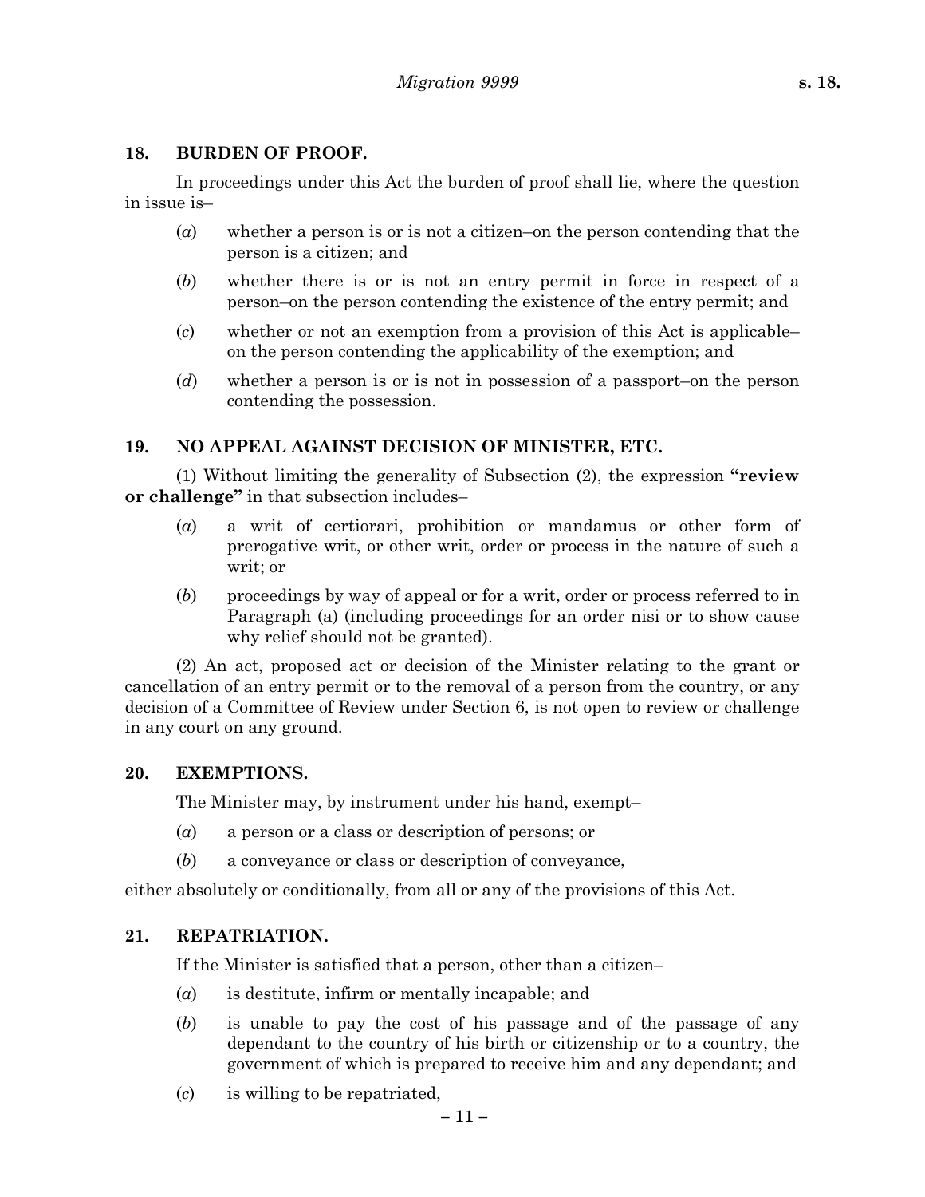## 18. BURDEN OF PROOF.

In proceedings under this Act the burden of proof shall lie, where the question in issue is–

(*a*) whether a person is or is not a citizen–on the person contending that the person is a citizen; and

(*b*) whether there is or is not an entry permit in force in respect of a person–on the person contending the existence of the entry permit; and

(*c*) whether or not an exemption from a provision of this Act is applicable–on the person contending the applicability of the exemption; and

(*d*) whether a person is or is not in possession of a passport–on the person contending the possession.

## 19. NO APPEAL AGAINST DECISION OF MINISTER, ETC.

(1) Without limiting the generality of Subsection (2), the expression **"review or challenge"** in that subsection includes–

(*a*) a writ of certiorari, prohibition or mandamus or other form of prerogative writ, or other writ, order or process in the nature of such a writ; or

(*b*) proceedings by way of appeal or for a writ, order or process referred to in Paragraph (a) (including proceedings for an order nisi or to show cause why relief should not be granted).

(2) An act, proposed act or decision of the Minister relating to the grant or cancellation of an entry permit or to the removal of a person from the country, or any decision of a Committee of Review under Section 6, is not open to review or challenge in any court on any ground.

## 20. EXEMPTIONS.

The Minister may, by instrument under his hand, exempt–

(*a*) a person or a class or description of persons; or

(*b*) a conveyance or class or description of conveyance,

either absolutely or conditionally, from all or any of the provisions of this Act.

## 21. REPATRIATION.

If the Minister is satisfied that a person, other than a citizen–

(*a*) is destitute, infirm or mentally incapable; and

(*b*) is unable to pay the cost of his passage and of the passage of any dependant to the country of his birth or citizenship or to a country, the government of which is prepared to receive him and any dependant; and

(*c*) is willing to be repatriated,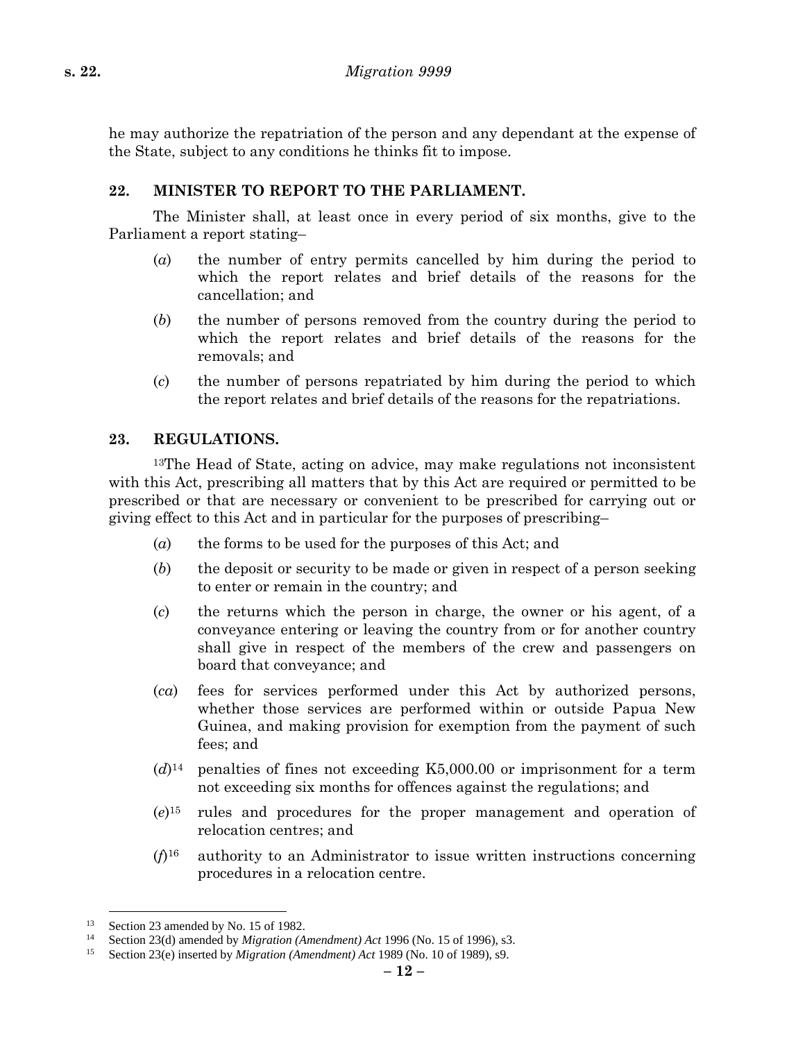he may authorize the repatriation of the person and any dependant at the expense of the State, subject to any conditions he thinks fit to impose.

### 22. MINISTER TO REPORT TO THE PARLIAMENT.

The Minister shall, at least once in every period of six months, give to the Parliament a report stating–

(*a*) the number of entry permits cancelled by him during the period to which the report relates and brief details of the reasons for the cancellation; and

(*b*) the number of persons removed from the country during the period to which the report relates and brief details of the reasons for the removals; and

(*c*) the number of persons repatriated by him during the period to which the report relates and brief details of the reasons for the repatriations.

### 23. REGULATIONS.

[13]The Head of State, acting on advice, may make regulations not inconsistent with this Act, prescribing all matters that by this Act are required or permitted to be prescribed or that are necessary or convenient to be prescribed for carrying out or giving effect to this Act and in particular for the purposes of prescribing–

(*a*) the forms to be used for the purposes of this Act; and

(*b*) the deposit or security to be made or given in respect of a person seeking to enter or remain in the country; and

(*c*) the returns which the person in charge, the owner or his agent, of a conveyance entering or leaving the country from or for another country shall give in respect of the members of the crew and passengers on board that conveyance; and

(*ca*) fees for services performed under this Act by authorized persons, whether those services are performed within or outside Papua New Guinea, and making provision for exemption from the payment of such fees; and

(*d*)[14] penalties of fines not exceeding K5,000.00 or imprisonment for a term not exceeding six months for offences against the regulations; and

(*e*)[15] rules and procedures for the proper management and operation of relocation centres; and

(*f*)[16] authority to an Administrator to issue written instructions concerning procedures in a relocation centre.

---

[13] Section 23 amended by No. 15 of 1982.

[14] Section 23(d) amended by *Migration (Amendment) Act* 1996 (No. 15 of 1996), s3.

[15] Section 23(e) inserted by *Migration (Amendment) Act* 1989 (No. 10 of 1989), s9.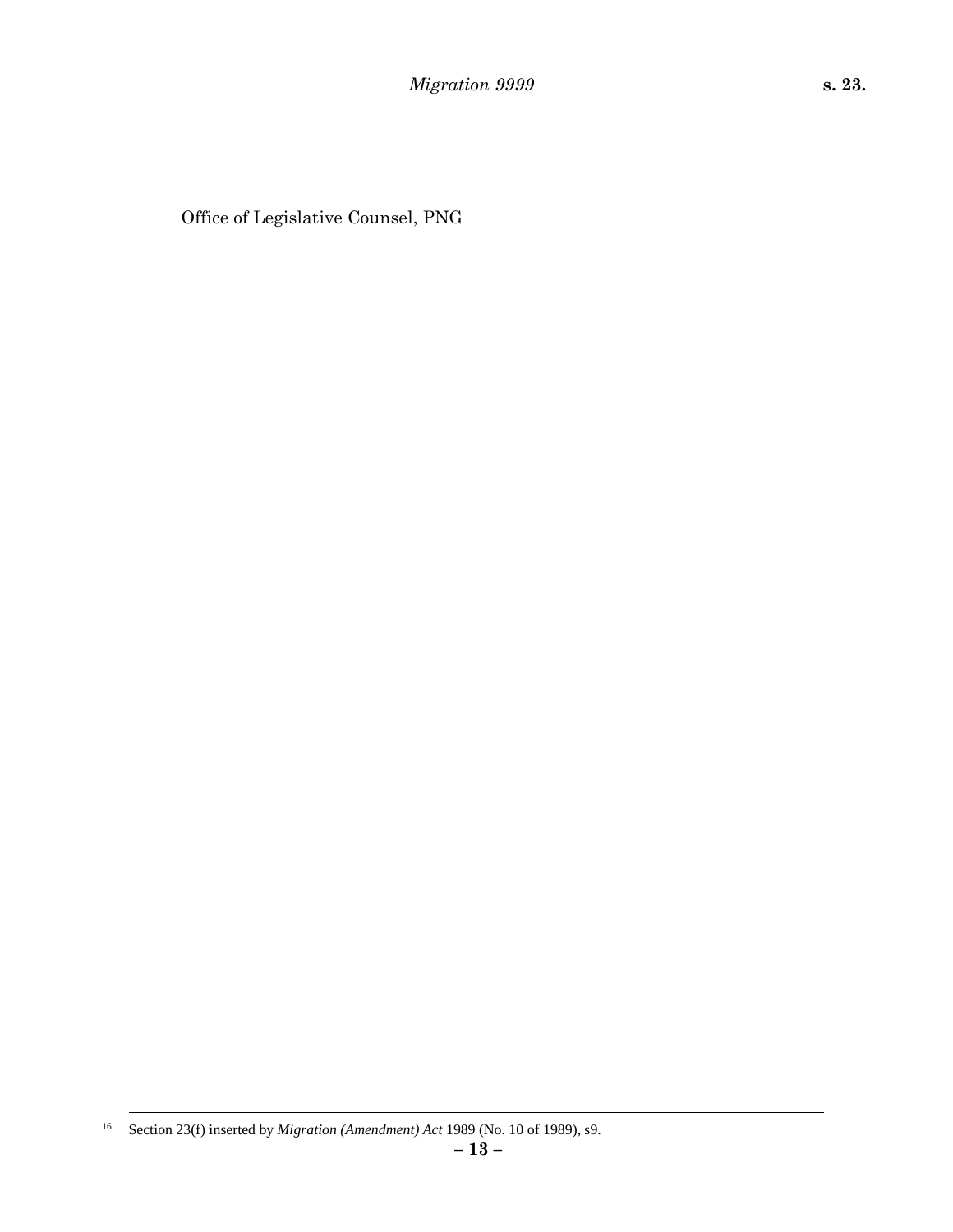Office of Legislative Counsel, PNG

[16] Section 23(f) inserted by *Migration (Amendment) Act* 1989 (No. 10 of 1989), s9.